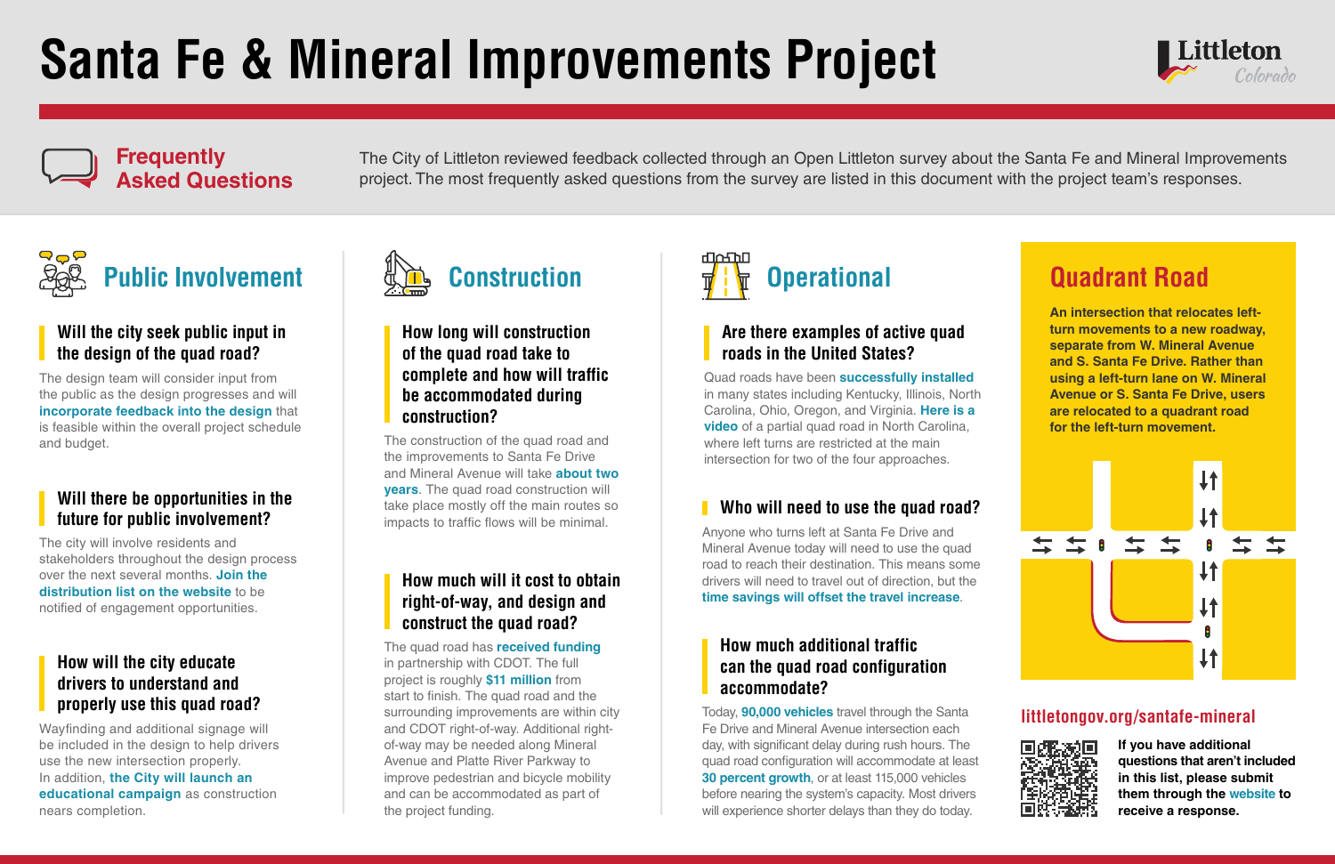# Santa Fe & Mineral Improvements Project

Littleton Colorado

## Frequently Asked Questions

The City of Littleton reviewed feedback collected through an Open Littleton survey about the Santa Fe and Mineral Improvements project. The most frequently asked questions from the survey are listed in this document with the project team's responses.

## Public Involvement

### Will the city seek public input in the design of the quad road?

The design team will consider input from the public as the design progresses and will **incorporate feedback into the design** that is feasible within the overall project schedule and budget.

### Will there be opportunities in the future for public involvement?

The city will involve residents and stakeholders throughout the design process over the next several months. **Join the distribution list on the website** to be notified of engagement opportunities.

### How will the city educate drivers to understand and properly use this quad road?

Wayfinding and additional signage will be included in the design to help drivers use the new intersection properly. In addition, **the City will launch an educational campaign** as construction nears completion.

## Construction

### How long will construction of the quad road take to complete and how will traffic be accommodated during construction?

The construction of the quad road and the improvements to Santa Fe Drive and Mineral Avenue will take **about two years**. The quad road construction will take place mostly off the main routes so impacts to traffic flows will be minimal.

### How much will it cost to obtain right-of-way, and design and construct the quad road?

The quad road has **received funding** in partnership with CDOT. The full project is roughly **$11 million** from start to finish. The quad road and the surrounding improvements are within city and CDOT right-of-way. Additional right-of-way may be needed along Mineral Avenue and Platte River Parkway to improve pedestrian and bicycle mobility and can be accommodated as part of the project funding.

## Operational

### Are there examples of active quad roads in the United States?

Quad roads have been **successfully installed** in many states including Kentucky, Illinois, North Carolina, Ohio, Oregon, and Virginia. **Here is a video** of a partial quad road in North Carolina, where left turns are restricted at the main intersection for two of the four approaches.

### Who will need to use the quad road?

Anyone who turns left at Santa Fe Drive and Mineral Avenue today will need to use the quad road to reach their destination. This means some drivers will need to travel out of direction, but the **time savings will offset the travel increase**.

### How much additional traffic can the quad road configuration accommodate?

Today, **90,000 vehicles** travel through the Santa Fe Drive and Mineral Avenue intersection each day, with significant delay during rush hours. The quad road configuration will accommodate at least **30 percent growth**, or at least 115,000 vehicles before nearing the system's capacity. Most drivers will experience shorter delays than they do today.

## Quadrant Road

**An intersection that relocates left-turn movements to a new roadway, separate from W. Mineral Avenue and S. Santa Fe Drive. Rather than using a left-turn lane on W. Mineral Avenue or S. Santa Fe Drive, users are relocated to a quadrant road for the left-turn movement.**

**littletongov.org/santafe-mineral**

**If you have additional questions that aren't included in this list, please submit them through the website to receive a response.**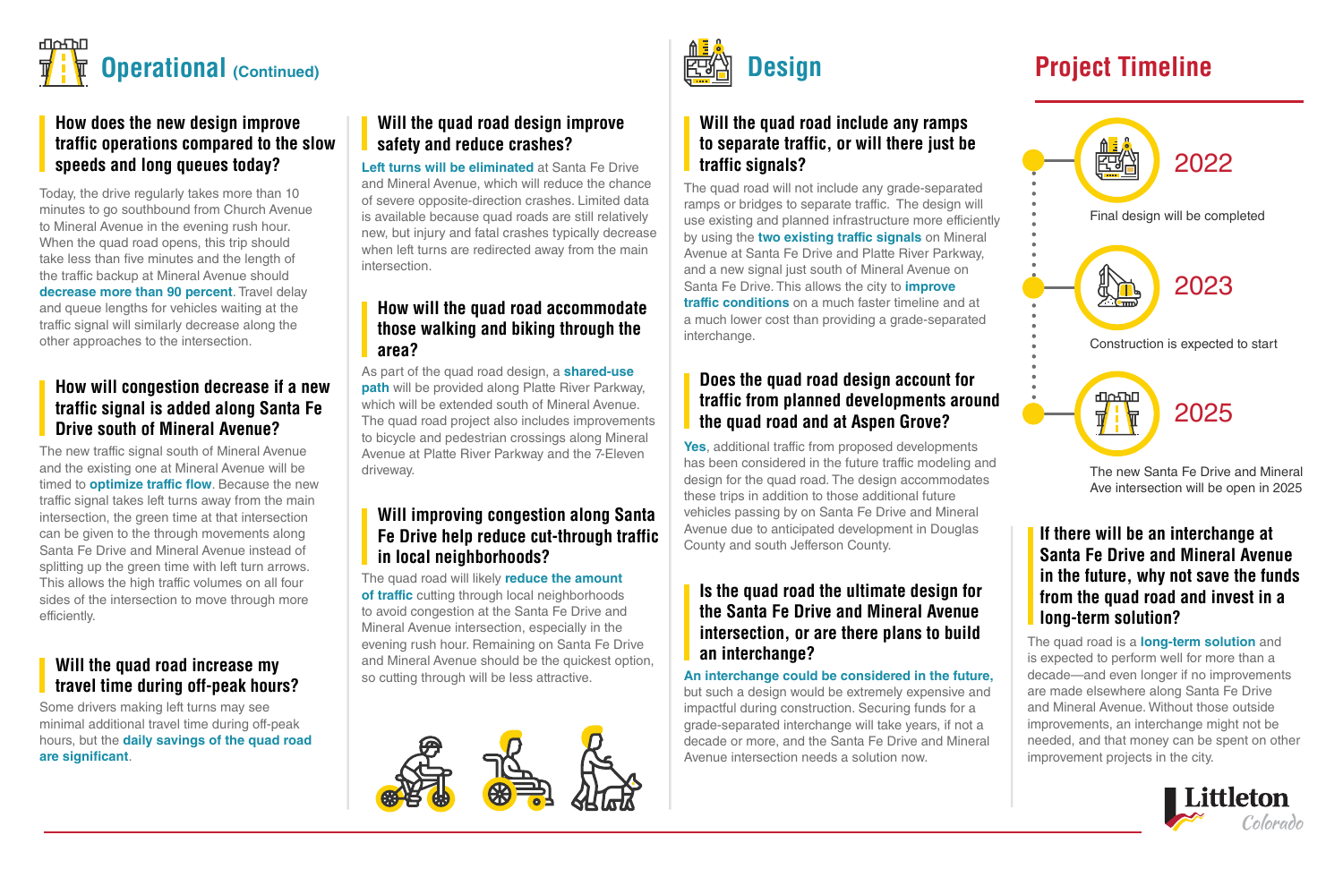# Operational (Continued)

### How does the new design improve traffic operations compared to the slow speeds and long queues today?

Today, the drive regularly takes more than 10 minutes to go southbound from Church Avenue to Mineral Avenue in the evening rush hour. When the quad road opens, this trip should take less than five minutes and the length of the traffic backup at Mineral Avenue should **decrease more than 90 percent**. Travel delay and queue lengths for vehicles waiting at the traffic signal will similarly decrease along the other approaches to the intersection.

### How will congestion decrease if a new traffic signal is added along Santa Fe Drive south of Mineral Avenue?

The new traffic signal south of Mineral Avenue and the existing one at Mineral Avenue will be timed to **optimize traffic flow**. Because the new traffic signal takes left turns away from the main intersection, the green time at that intersection can be given to the through movements along Santa Fe Drive and Mineral Avenue instead of splitting up the green time with left turn arrows. This allows the high traffic volumes on all four sides of the intersection to move through more efficiently.

### Will the quad road increase my travel time during off-peak hours?

Some drivers making left turns may see minimal additional travel time during off-peak hours, but the **daily savings of the quad road are significant**.

### Will the quad road design improve safety and reduce crashes?

**Left turns will be eliminated** at Santa Fe Drive and Mineral Avenue, which will reduce the chance of severe opposite-direction crashes. Limited data is available because quad roads are still relatively new, but injury and fatal crashes typically decrease when left turns are redirected away from the main intersection.

### How will the quad road accommodate those walking and biking through the area?

As part of the quad road design, a **shared-use path** will be provided along Platte River Parkway, which will be extended south of Mineral Avenue. The quad road project also includes improvements to bicycle and pedestrian crossings along Mineral Avenue at Platte River Parkway and the 7-Eleven driveway.

### Will improving congestion along Santa Fe Drive help reduce cut-through traffic in local neighborhoods?

The quad road will likely **reduce the amount of traffic** cutting through local neighborhoods to avoid congestion at the Santa Fe Drive and Mineral Avenue intersection, especially in the evening rush hour. Remaining on Santa Fe Drive and Mineral Avenue should be the quickest option, so cutting through will be less attractive.

# Design

### Will the quad road include any ramps to separate traffic, or will there just be traffic signals?

The quad road will not include any grade-separated ramps or bridges to separate traffic. The design will use existing and planned infrastructure more efficiently by using the **two existing traffic signals** on Mineral Avenue at Santa Fe Drive and Platte River Parkway, and a new signal just south of Mineral Avenue on Santa Fe Drive. This allows the city to **improve traffic conditions** on a much faster timeline and at a much lower cost than providing a grade-separated interchange.

### Does the quad road design account for traffic from planned developments around the quad road and at Aspen Grove?

**Yes**, additional traffic from proposed developments has been considered in the future traffic modeling and design for the quad road. The design accommodates these trips in addition to those additional future vehicles passing by on Santa Fe Drive and Mineral Avenue due to anticipated development in Douglas County and south Jefferson County.

### Is the quad road the ultimate design for the Santa Fe Drive and Mineral Avenue intersection, or are there plans to build an interchange?

**An interchange could be considered in the future,** but such a design would be extremely expensive and impactful during construction. Securing funds for a grade-separated interchange will take years, if not a decade or more, and the Santa Fe Drive and Mineral Avenue intersection needs a solution now.

# Project Timeline

**2022**
Final design will be completed

**2023**
Construction is expected to start

**2025**
The new Santa Fe Drive and Mineral Ave intersection will be open in 2025

### If there will be an interchange at Santa Fe Drive and Mineral Avenue in the future, why not save the funds from the quad road and invest in a long-term solution?

The quad road is a **long-term solution** and is expected to perform well for more than a decade—and even longer if no improvements are made elsewhere along Santa Fe Drive and Mineral Avenue. Without those outside improvements, an interchange might not be needed, and that money can be spent on other improvement projects in the city.

Littleton Colorado